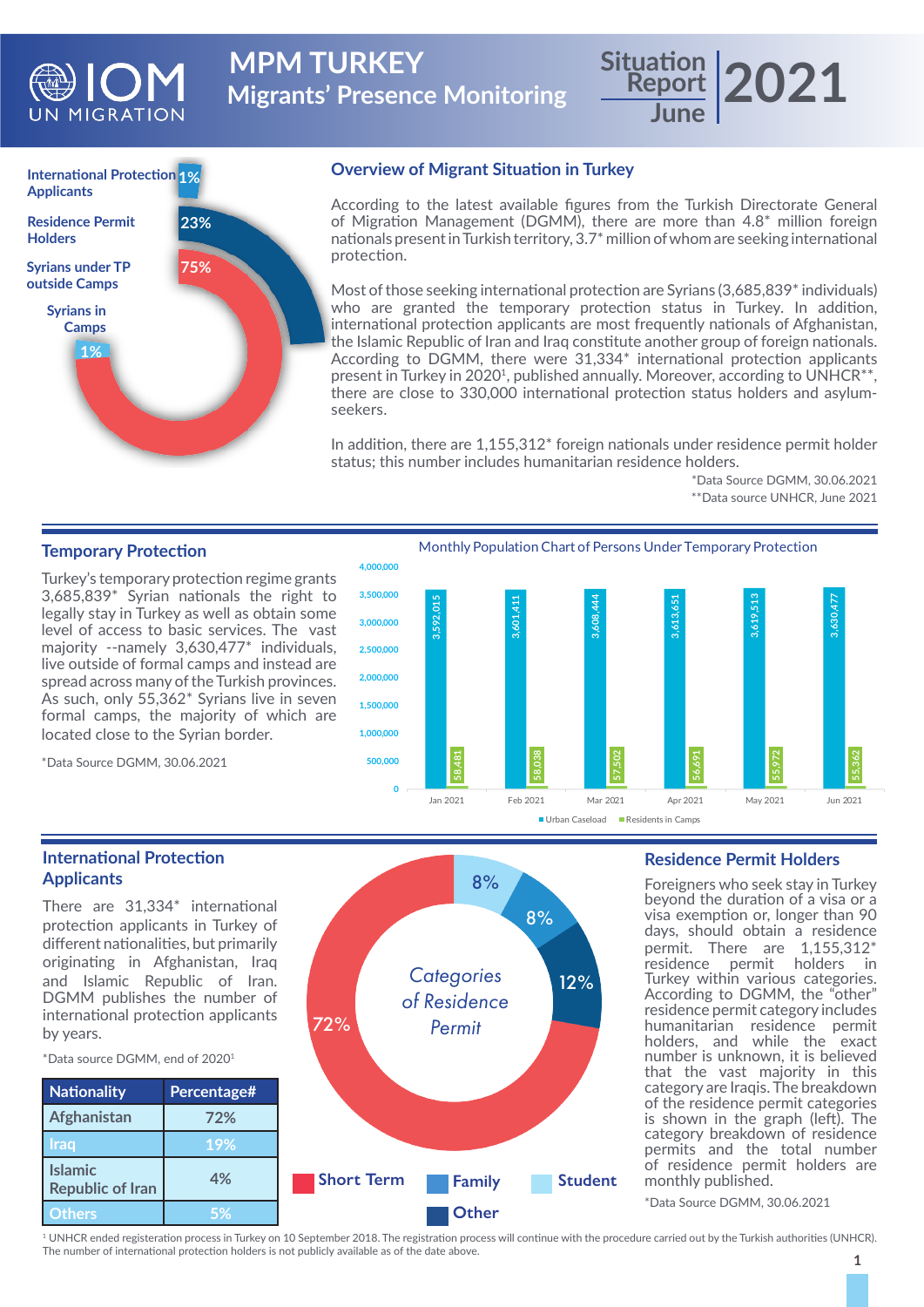# MPM TURKEY
## Migrants' Presence Monitoring

Situation Report June 2021

International Protection Applicants 1%
Residence Permit Holders 23%
Syrians under TP outside Camps 75%
Syrians in Camps 1%

## Overview of Migrant Situation in Turkey

According to the latest available figures from the Turkish Directorate General of Migration Management (DGMM), there are more than 4.8* million foreign nationals present in Turkish territory, 3.7* million of whom are seeking international protection.

Most of those seeking international protection are Syrians (3,685,839* individuals) who are granted the temporary protection status in Turkey. In addition, international protection applicants are most frequently nationals of Afghanistan, the Islamic Republic of Iran and Iraq constitute another group of foreign nationals. According to DGMM, there were 31,334* international protection applicants present in Turkey in 2020[1], published annually. Moreover, according to UNHCR**, there are close to 330,000 international protection status holders and asylum-seekers.

In addition, there are 1,155,312* foreign nationals under residence permit holder status; this number includes humanitarian residence holders.

*Data Source DGMM, 30.06.2021
**Data source UNHCR, June 2021

## Temporary Protection

Turkey's temporary protection regime grants 3,685,839* Syrian nationals the right to legally stay in Turkey as well as obtain some level of access to basic services. The vast majority --namely 3,630,477* individuals, live outside of formal camps and instead are spread across many of the Turkish provinces. As such, only 55,362* Syrians live in seven formal camps, the majority of which are located close to the Syrian border.

*Data Source DGMM, 30.06.2021

Monthly Population Chart of Persons Under Temporary Protection

| Month | Urban Caseload | Residents in Camps |
|---|---|---|
| Jan 2021 | 3,592,015 | 58,481 |
| Feb 2021 | 3,601,411 | 58,038 |
| Mar 2021 | 3,608,444 | 57,502 |
| Apr 2021 | 3,613,651 | 56,691 |
| May 2021 | 3,619,513 | 55,972 |
| Jun 2021 | 3,630,477 | 55,362 |

## International Protection Applicants

There are 31,334* international protection applicants in Turkey of different nationalities, but primarily originating in Afghanistan, Iraq and Islamic Republic of Iran. DGMM publishes the number of international protection applicants by years.

*Data source DGMM, end of 2020[1]

| Nationality | Percentage# |
|---|---|
| Afghanistan | 72% |
| Iraq | 19% |
| Islamic Republic of Iran | 4% |
| Others | 5% |

Categories of Residence Permit

Short Term 72%, Family 8%, Student 8%, Other 12%

## Residence Permit Holders

Foreigners who seek stay in Turkey beyond the duration of a visa or a visa exemption or, longer than 90 days, should obtain a residence permit. There are 1,155,312* residence permit holders in Turkey within various categories. According to DGMM, the "other" residence permit category includes humanitarian residence permit holders, and while the exact number is unknown, it is believed that the vast majority in this category are Iraqis. The breakdown of the residence permit categories is shown in the graph (left). The category breakdown of residence permits and the total number of residence permit holders are monthly published.

*Data Source DGMM, 30.06.2021

[1] UNHCR ended registeration process in Turkey on 10 September 2018. The registration process will continue with the procedure carried out by the Turkish authorities (UNHCR). The number of international protection holders is not publicly available as of the date above.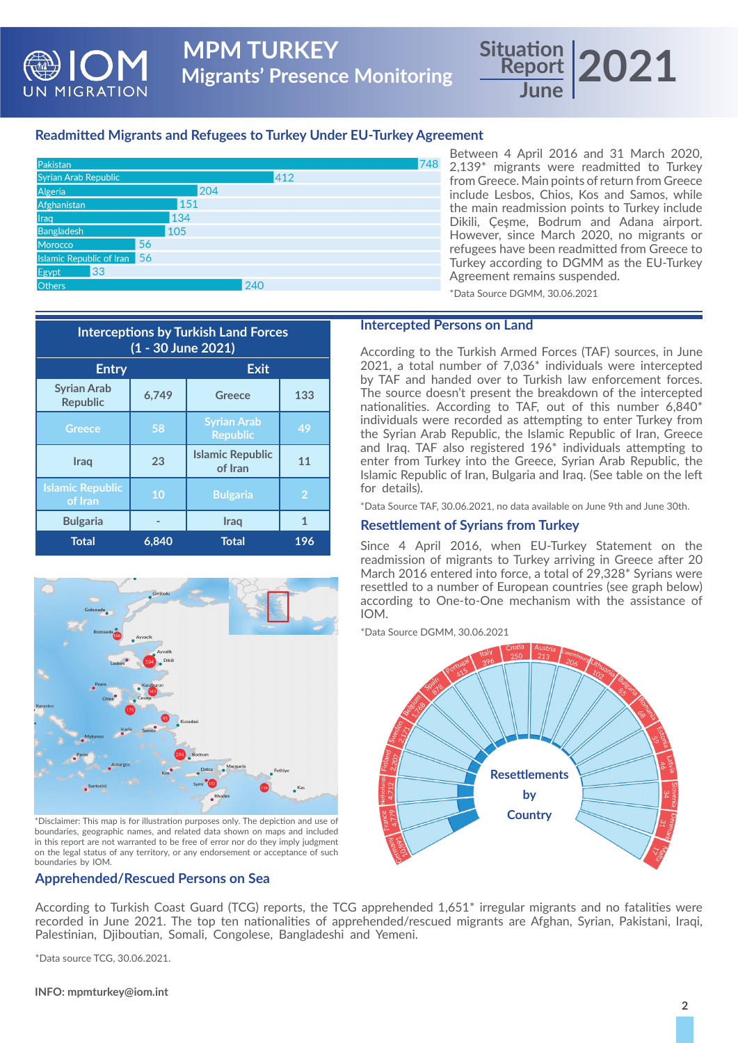## Readmitted Migrants and Refugees to Turkey Under EU-Turkey Agreement

Pakistan 748
Syrian Arab Republic 412
Algeria 204
Afghanistan 151
Iraq 134
Bangladesh 105
Morocco 56
Islamic Republic of Iran 56
Egypt 33
Others 240

Between 4 April 2016 and 31 March 2020, 2,139* migrants were readmitted to Turkey from Greece. Main points of return from Greece include Lesbos, Chios, Kos and Samos, while the main readmission points to Turkey include Dikili, Çeşme, Bodrum and Adana airport. However, since March 2020, no migrants or refugees have been readmitted from Greece to Turkey according to DGMM as the EU-Turkey Agreement remains suspended.

*Data Source DGMM, 30.06.2021

| Interceptions by Turkish Land Forces (1 - 30 June 2021) | | | |
|---|---|---|---|
| Entry | | Exit | |
| Syrian Arab Republic | 6,749 | Greece | 133 |
| Greece | 58 | Syrian Arab Republic | 49 |
| Iraq | 23 | Islamic Republic of Iran | 11 |
| Islamic Republic of Iran | 10 | Bulgaria | 2 |
| Bulgaria | - | Iraq | 1 |
| **Total** | **6,840** | **Total** | **196** |

Gelibolu
Gokceada
Bozcaada 106
Ayvacik
Ayvalik
Lesbos 394
Dikili
Psara
Karaburun 145
Chios
Cesme
Karystos
176
95
Kusadasi
Icaria
Samos
Mykonos
Paros
294
Bodrum
Amorgos
Kos
Datca
Marmaris
Fethiye
Santorini
Symi 165
Rhodes 156
Kas

*Disclaimer: This map is for illustration purposes only. The depiction and use of boundaries, geographic names, and related data shown on maps and included in this report are not warranted to be free of error nor do they imply judgment on the legal status of any territory, or any endorsement or acceptance of such boundaries by IOM.

## Intercepted Persons on Land

According to the Turkish Armed Forces (TAF) sources, in June 2021, a total number of 7,036* individuals were intercepted by TAF and handed over to Turkish law enforcement forces. The source doesn't present the breakdown of the intercepted nationalities. According to TAF, out of this number 6,840* individuals were recorded as attempting to enter Turkey from the Syrian Arab Republic, the Islamic Republic of Iran, Greece and Iraq. TAF also registered 196* individuals attempting to enter from Turkey into the Greece, Syrian Arab Republic, the Islamic Republic of Iran, Bulgaria and Iraq. (See table on the left for details).

*Data Source TAF, 30.06.2021, no data available on June 9th and June 30th.

## Resettlement of Syrians from Turkey

Since 4 April 2016, when EU-Turkey Statement on the readmission of migrants to Turkey arriving in Greece after 20 March 2016 entered into force, a total of 29,328* Syrians were resettled to a number of European countries (see graph below) according to One-to-One mechanism with the assistance of IOM.

*Data Source DGMM, 30.06.2021

Resettlements by Country

Germany 10,894
France 4,779
Netherlands 4,712
Finland 2,207
Sweden 2,171
Belgium 1,268
Spain 878
Portugal 415
Italy 396
Croatia 250
Austria 213
Luxembourg 206
Lithuania 102
Bulgaria 85
Romania 68
Estonia 59
Latvia 46
Slovenia 34
Denmark 31
Malta 17

## Apprehended/Rescued Persons on Sea

According to Turkish Coast Guard (TCG) reports, the TCG apprehended 1,651* irregular migrants and no fatalities were recorded in June 2021. The top ten nationalities of apprehended/rescued migrants are Afghan, Syrian, Pakistani, Iraqi, Palestinian, Djiboutian, Somali, Congolese, Bangladeshi and Yemeni.

*Data source TCG, 30.06.2021.

**INFO: mpmturkey@iom.int**